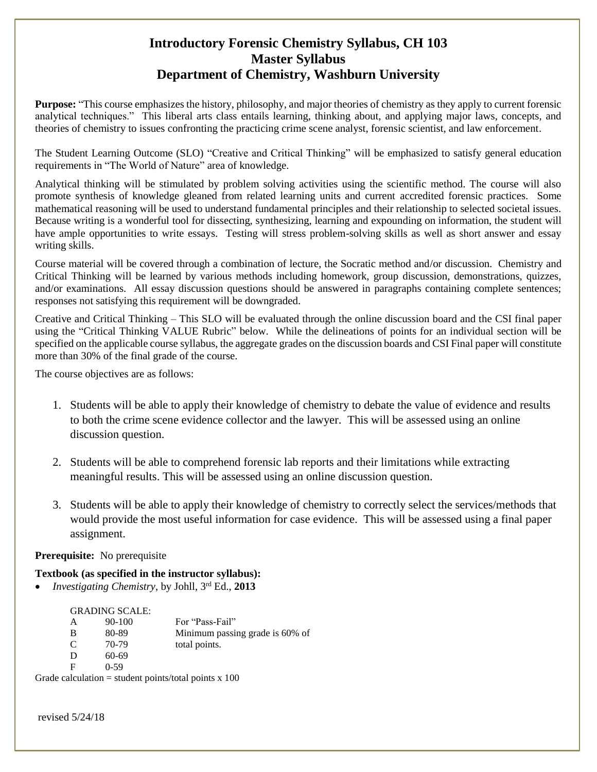# Introductory Forensic Chemistry Syllabus, CH 103
# Master Syllabus
# Department of Chemistry, Washburn University

**Purpose:** "This course emphasizes the history, philosophy, and major theories of chemistry as they apply to current forensic analytical techniques." This liberal arts class entails learning, thinking about, and applying major laws, concepts, and theories of chemistry to issues confronting the practicing crime scene analyst, forensic scientist, and law enforcement.

The Student Learning Outcome (SLO) "Creative and Critical Thinking" will be emphasized to satisfy general education requirements in "The World of Nature" area of knowledge.

Analytical thinking will be stimulated by problem solving activities using the scientific method. The course will also promote synthesis of knowledge gleaned from related learning units and current accredited forensic practices. Some mathematical reasoning will be used to understand fundamental principles and their relationship to selected societal issues. Because writing is a wonderful tool for dissecting, synthesizing, learning and expounding on information, the student will have ample opportunities to write essays. Testing will stress problem-solving skills as well as short answer and essay writing skills.

Course material will be covered through a combination of lecture, the Socratic method and/or discussion. Chemistry and Critical Thinking will be learned by various methods including homework, group discussion, demonstrations, quizzes, and/or examinations. All essay discussion questions should be answered in paragraphs containing complete sentences; responses not satisfying this requirement will be downgraded.

Creative and Critical Thinking – This SLO will be evaluated through the online discussion board and the CSI final paper using the "Critical Thinking VALUE Rubric" below. While the delineations of points for an individual section will be specified on the applicable course syllabus, the aggregate grades on the discussion boards and CSI Final paper will constitute more than 30% of the final grade of the course.

The course objectives are as follows:

1. Students will be able to apply their knowledge of chemistry to debate the value of evidence and results to both the crime scene evidence collector and the lawyer. This will be assessed using an online discussion question.
2. Students will be able to comprehend forensic lab reports and their limitations while extracting meaningful results. This will be assessed using an online discussion question.
3. Students will be able to apply their knowledge of chemistry to correctly select the services/methods that would provide the most useful information for case evidence. This will be assessed using a final paper assignment.

**Prerequisite:** No prerequisite

**Textbook (as specified in the instructor syllabus):**

- *Investigating Chemistry*, by Johll, 3rd Ed., **2013**

GRADING SCALE:

| | | |
|---|---|---|
| A | 90-100 | For "Pass-Fail" |
| B | 80-89 | Minimum passing grade is 60% of |
| C | 70-79 | total points. |
| D | 60-69 | |
| F | 0-59 | |

Grade calculation = student points/total points x 100

revised 5/24/18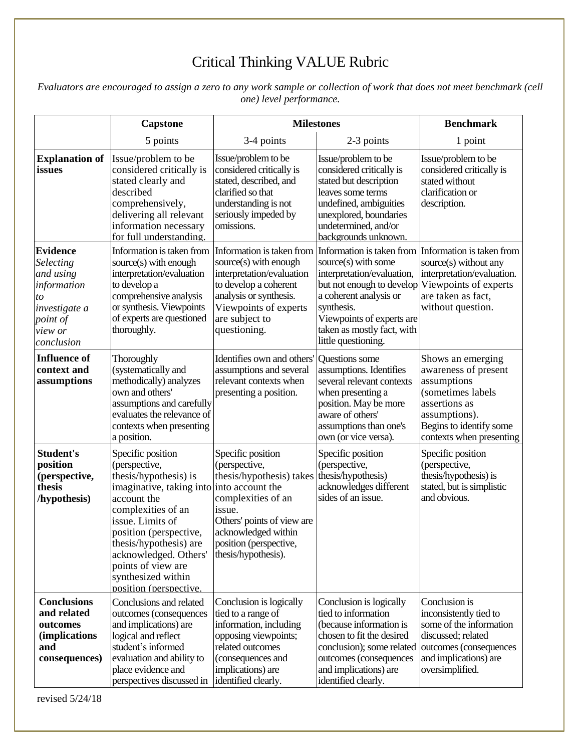# Critical Thinking VALUE Rubric

*Evaluators are encouraged to assign a zero to any work sample or collection of work that does not meet benchmark (cell one) level performance.*

| | **Capstone** | **Milestones** | | **Benchmark** |
|---|---|---|---|---|
| | 5 points | 3-4 points | 2-3 points | 1 point |
| **Explanation of issues** | Issue/problem to be considered critically is stated clearly and described comprehensively, delivering all relevant information necessary for full understanding. | Issue/problem to be considered critically is stated, described, and clarified so that understanding is not seriously impeded by omissions. | Issue/problem to be considered critically is stated but description leaves some terms undefined, ambiguities unexplored, boundaries undetermined, and/or backgrounds unknown. | Issue/problem to be considered critically is stated without clarification or description. |
| **Evidence** *Selecting and using information to investigate a point of view or conclusion* | Information is taken from source(s) with enough interpretation/evaluation to develop a comprehensive analysis or synthesis. Viewpoints of experts are questioned thoroughly. | Information is taken from source(s) with enough interpretation/evaluation to develop a coherent analysis or synthesis. Viewpoints of experts are subject to questioning. | Information is taken from source(s) with some interpretation/evaluation, but not enough to develop a coherent analysis or synthesis. Viewpoints of experts are taken as mostly fact, with little questioning. | Information is taken from source(s) without any interpretation/evaluation. Viewpoints of experts are taken as fact, without question. |
| **Influence of context and assumptions** | Thoroughly (systematically and methodically) analyzes own and others' assumptions and carefully evaluates the relevance of contexts when presenting a position. | Identifies own and others' assumptions and several relevant contexts when presenting a position. | Questions some assumptions. Identifies several relevant contexts when presenting a position. May be more aware of others' assumptions than one's own (or vice versa). | Shows an emerging awareness of present assumptions (sometimes labels assertions as assumptions). Begins to identify some contexts when presenting |
| **Student's position (perspective, thesis /hypothesis)** | Specific position (perspective, thesis/hypothesis) is imaginative, taking into account the complexities of an issue. Limits of position (perspective, thesis/hypothesis) are acknowledged. Others' points of view are synthesized within position (perspective. | Specific position (perspective, thesis/hypothesis) takes into account the complexities of an issue. Others' points of view are acknowledged within position (perspective, thesis/hypothesis). | Specific position (perspective, thesis/hypothesis) acknowledges different sides of an issue. | Specific position (perspective, thesis/hypothesis) is stated, but is simplistic and obvious. |
| **Conclusions and related outcomes (implications and consequences)** | Conclusions and related outcomes (consequences and implications) are logical and reflect student's informed evaluation and ability to place evidence and perspectives discussed in | Conclusion is logically tied to a range of information, including opposing viewpoints; related outcomes (consequences and implications) are identified clearly. | Conclusion is logically tied to information (because information is chosen to fit the desired conclusion); some related outcomes (consequences and implications) are identified clearly. | Conclusion is inconsistently tied to some of the information discussed; related outcomes (consequences and implications) are oversimplified. |

revised 5/24/18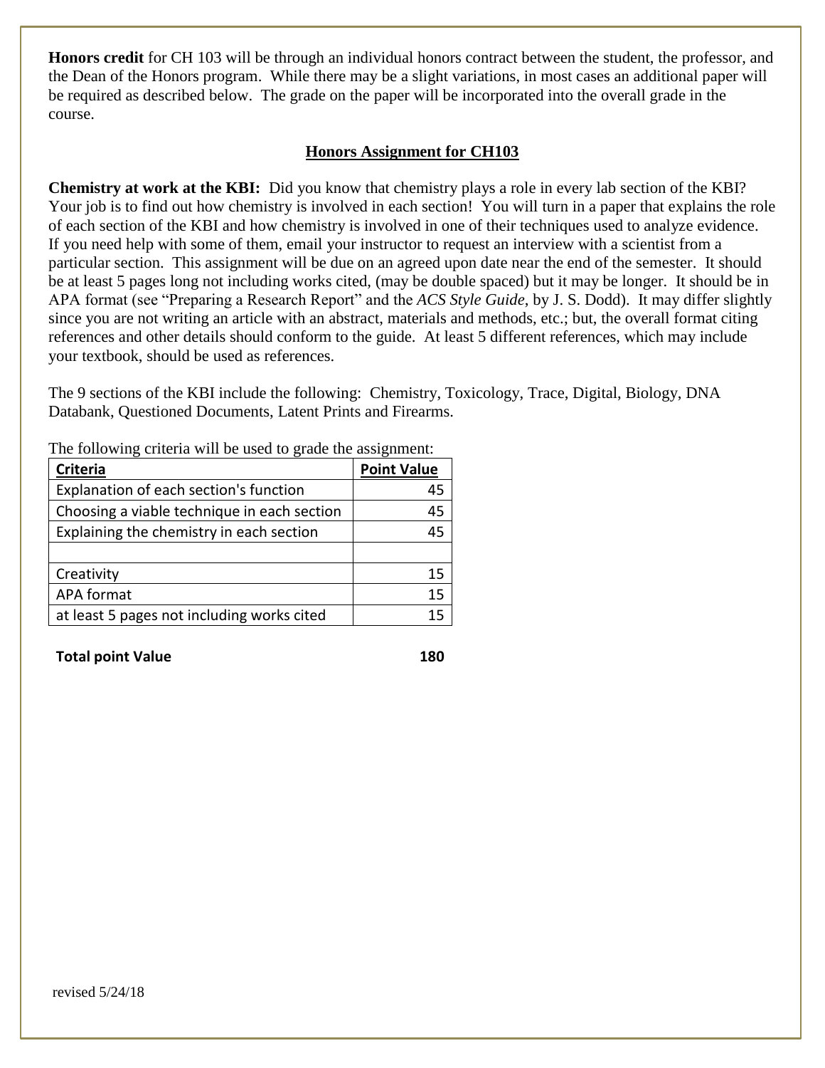**Honors credit** for CH 103 will be through an individual honors contract between the student, the professor, and the Dean of the Honors program. While there may be a slight variations, in most cases an additional paper will be required as described below. The grade on the paper will be incorporated into the overall grade in the course.

## Honors Assignment for CH103

**Chemistry at work at the KBI:** Did you know that chemistry plays a role in every lab section of the KBI? Your job is to find out how chemistry is involved in each section! You will turn in a paper that explains the role of each section of the KBI and how chemistry is involved in one of their techniques used to analyze evidence. If you need help with some of them, email your instructor to request an interview with a scientist from a particular section. This assignment will be due on an agreed upon date near the end of the semester. It should be at least 5 pages long not including works cited, (may be double spaced) but it may be longer. It should be in APA format (see "Preparing a Research Report" and the *ACS Style Guide*, by J. S. Dodd). It may differ slightly since you are not writing an article with an abstract, materials and methods, etc.; but, the overall format citing references and other details should conform to the guide. At least 5 different references, which may include your textbook, should be used as references.

The 9 sections of the KBI include the following: Chemistry, Toxicology, Trace, Digital, Biology, DNA Databank, Questioned Documents, Latent Prints and Firearms.

The following criteria will be used to grade the assignment:

| Criteria | Point Value |
|---|---|
| Explanation of each section's function | 45 |
| Choosing a viable technique in each section | 45 |
| Explaining the chemistry in each section | 45 |
| | |
| Creativity | 15 |
| APA format | 15 |
| at least 5 pages not including works cited | 15 |

**Total point Value** **180**

revised 5/24/18